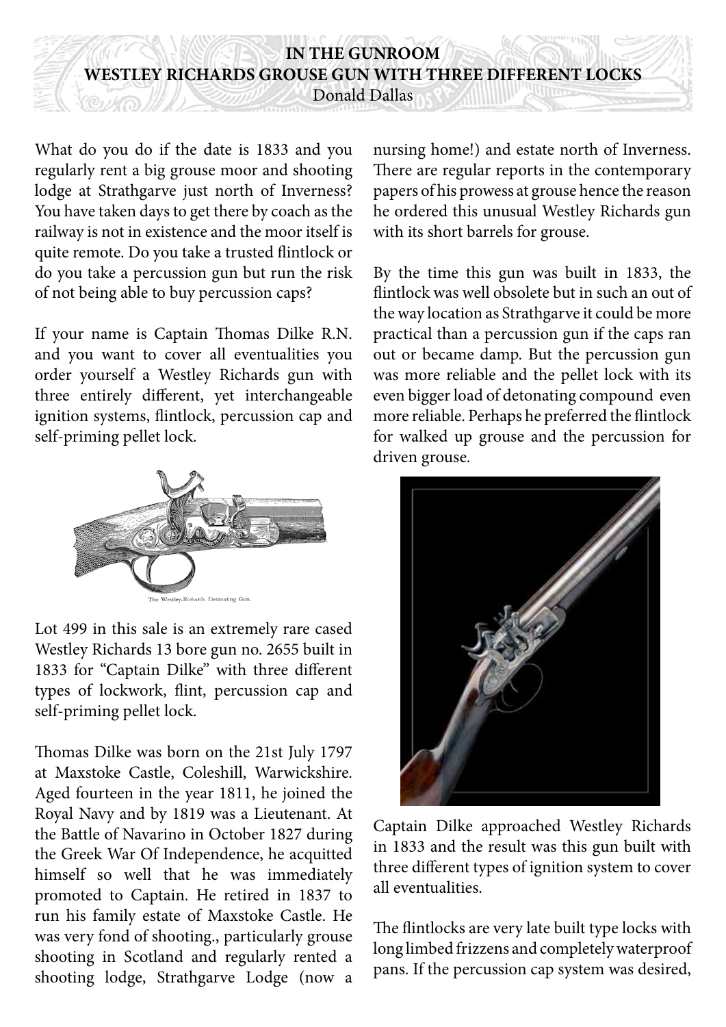# IN THE GUNROOM
## WESTLEY RICHARDS GROUSE GUN WITH THREE DIFFERENT LOCKS
Donald Dallas

What do you do if the date is 1833 and you regularly rent a big grouse moor and shooting lodge at Strathgarve just north of Inverness? You have taken days to get there by coach as the railway is not in existence and the moor itself is quite remote. Do you take a trusted flintlock or do you take a percussion gun but run the risk of not being able to buy percussion caps?

If your name is Captain Thomas Dilke R.N. and you want to cover all eventualities you order yourself a Westley Richards gun with three entirely different, yet interchangeable ignition systems, flintlock, percussion cap and self-priming pellet lock.

The Westley-Richards Detonating Gun.

Lot 499 in this sale is an extremely rare cased Westley Richards 13 bore gun no. 2655 built in 1833 for "Captain Dilke" with three different types of lockwork, flint, percussion cap and self-priming pellet lock.

Thomas Dilke was born on the 21st July 1797 at Maxstoke Castle, Coleshill, Warwickshire. Aged fourteen in the year 1811, he joined the Royal Navy and by 1819 was a Lieutenant. At the Battle of Navarino in October 1827 during the Greek War Of Independence, he acquitted himself so well that he was immediately promoted to Captain. He retired in 1837 to run his family estate of Maxstoke Castle. He was very fond of shooting., particularly grouse shooting in Scotland and regularly rented a shooting lodge, Strathgarve Lodge (now a nursing home!) and estate north of Inverness. There are regular reports in the contemporary papers of his prowess at grouse hence the reason he ordered this unusual Westley Richards gun with its short barrels for grouse.

By the time this gun was built in 1833, the flintlock was well obsolete but in such an out of the way location as Strathgarve it could be more practical than a percussion gun if the caps ran out or became damp. But the percussion gun was more reliable and the pellet lock with its even bigger load of detonating compound even more reliable. Perhaps he preferred the flintlock for walked up grouse and the percussion for driven grouse.

Captain Dilke approached Westley Richards in 1833 and the result was this gun built with three different types of ignition system to cover all eventualities.

The flintlocks are very late built type locks with long limbed frizzens and completely waterproof pans. If the percussion cap system was desired,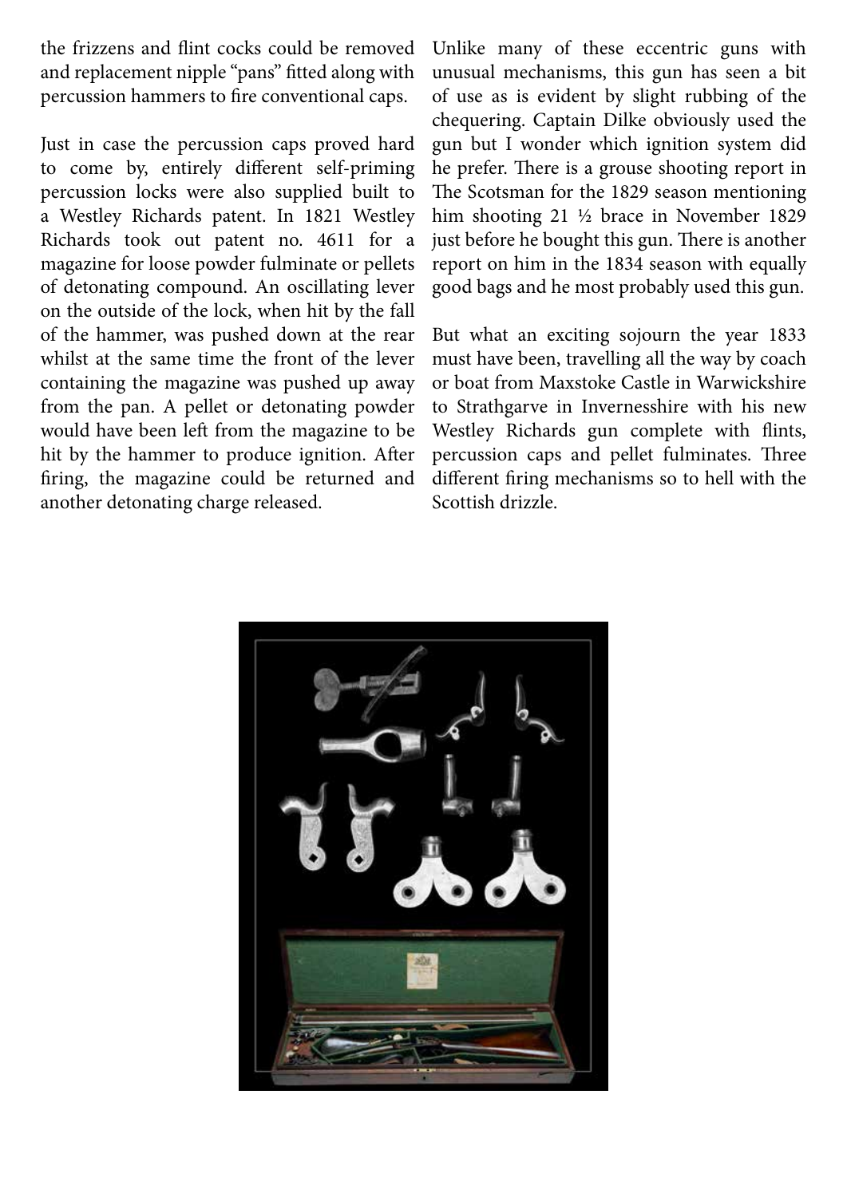the frizzens and flint cocks could be removed and replacement nipple "pans" fitted along with percussion hammers to fire conventional caps.

Just in case the percussion caps proved hard to come by, entirely different self-priming percussion locks were also supplied built to a Westley Richards patent. In 1821 Westley Richards took out patent no. 4611 for a magazine for loose powder fulminate or pellets of detonating compound. An oscillating lever on the outside of the lock, when hit by the fall of the hammer, was pushed down at the rear whilst at the same time the front of the lever containing the magazine was pushed up away from the pan. A pellet or detonating powder would have been left from the magazine to be hit by the hammer to produce ignition. After firing, the magazine could be returned and another detonating charge released.

Unlike many of these eccentric guns with unusual mechanisms, this gun has seen a bit of use as is evident by slight rubbing of the chequering. Captain Dilke obviously used the gun but I wonder which ignition system did he prefer. There is a grouse shooting report in The Scotsman for the 1829 season mentioning him shooting 21 ½ brace in November 1829 just before he bought this gun. There is another report on him in the 1834 season with equally good bags and he most probably used this gun.

But what an exciting sojourn the year 1833 must have been, travelling all the way by coach or boat from Maxstoke Castle in Warwickshire to Strathgarve in Invernesshire with his new Westley Richards gun complete with flints, percussion caps and pellet fulminates. Three different firing mechanisms so to hell with the Scottish drizzle.